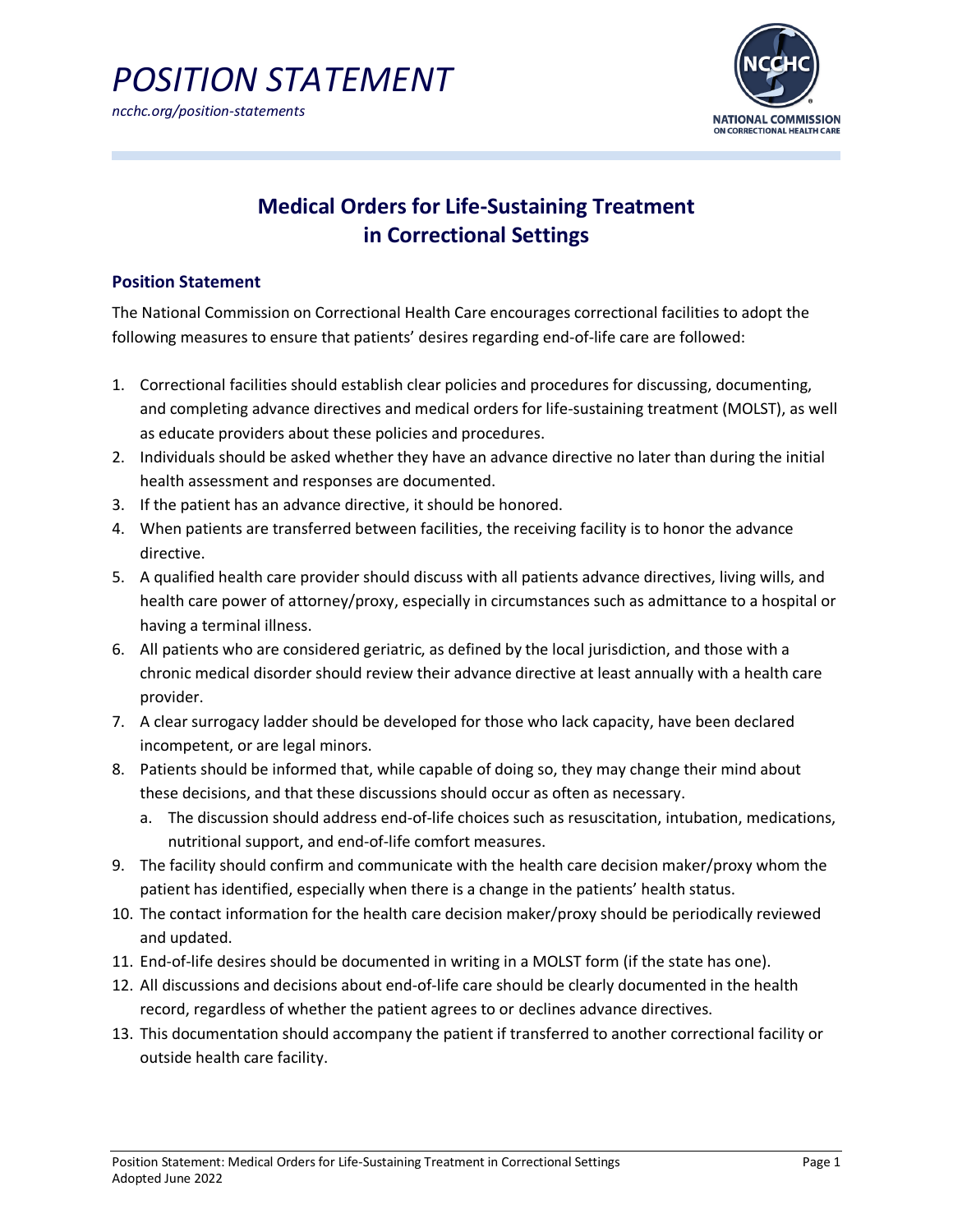# POSITION STATEMENT

*ncchc.org/position-statements*

NATIONAL COMMISSION ON CORRECTIONAL HEALTH CARE

## Medical Orders for Life-Sustaining Treatment in Correctional Settings

### Position Statement

The National Commission on Correctional Health Care encourages correctional facilities to adopt the following measures to ensure that patients' desires regarding end-of-life care are followed:

1. Correctional facilities should establish clear policies and procedures for discussing, documenting, and completing advance directives and medical orders for life-sustaining treatment (MOLST), as well as educate providers about these policies and procedures.
2. Individuals should be asked whether they have an advance directive no later than during the initial health assessment and responses are documented.
3. If the patient has an advance directive, it should be honored.
4. When patients are transferred between facilities, the receiving facility is to honor the advance directive.
5. A qualified health care provider should discuss with all patients advance directives, living wills, and health care power of attorney/proxy, especially in circumstances such as admittance to a hospital or having a terminal illness.
6. All patients who are considered geriatric, as defined by the local jurisdiction, and those with a chronic medical disorder should review their advance directive at least annually with a health care provider.
7. A clear surrogacy ladder should be developed for those who lack capacity, have been declared incompetent, or are legal minors.
8. Patients should be informed that, while capable of doing so, they may change their mind about these decisions, and that these discussions should occur as often as necessary.
   a. The discussion should address end-of-life choices such as resuscitation, intubation, medications, nutritional support, and end-of-life comfort measures.
9. The facility should confirm and communicate with the health care decision maker/proxy whom the patient has identified, especially when there is a change in the patients' health status.
10. The contact information for the health care decision maker/proxy should be periodically reviewed and updated.
11. End-of-life desires should be documented in writing in a MOLST form (if the state has one).
12. All discussions and decisions about end-of-life care should be clearly documented in the health record, regardless of whether the patient agrees to or declines advance directives.
13. This documentation should accompany the patient if transferred to another correctional facility or outside health care facility.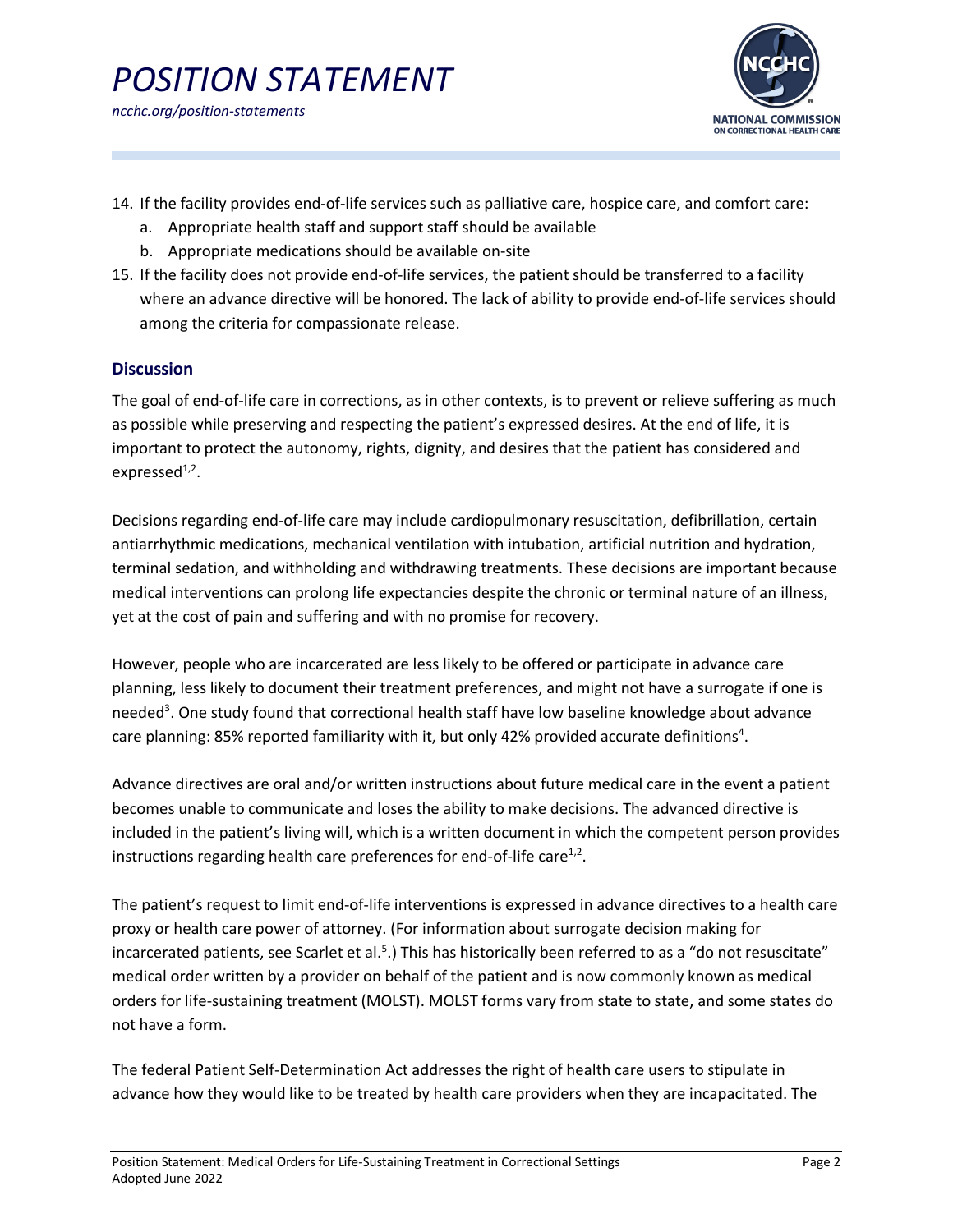14. If the facility provides end-of-life services such as palliative care, hospice care, and comfort care:
    a. Appropriate health staff and support staff should be available
    b. Appropriate medications should be available on-site
15. If the facility does not provide end-of-life services, the patient should be transferred to a facility where an advance directive will be honored. The lack of ability to provide end-of-life services should among the criteria for compassionate release.

## Discussion

The goal of end-of-life care in corrections, as in other contexts, is to prevent or relieve suffering as much as possible while preserving and respecting the patient's expressed desires. At the end of life, it is important to protect the autonomy, rights, dignity, and desires that the patient has considered and expressed[1,2].

Decisions regarding end-of-life care may include cardiopulmonary resuscitation, defibrillation, certain antiarrhythmic medications, mechanical ventilation with intubation, artificial nutrition and hydration, terminal sedation, and withholding and withdrawing treatments. These decisions are important because medical interventions can prolong life expectancies despite the chronic or terminal nature of an illness, yet at the cost of pain and suffering and with no promise for recovery.

However, people who are incarcerated are less likely to be offered or participate in advance care planning, less likely to document their treatment preferences, and might not have a surrogate if one is needed[3]. One study found that correctional health staff have low baseline knowledge about advance care planning: 85% reported familiarity with it, but only 42% provided accurate definitions[4].

Advance directives are oral and/or written instructions about future medical care in the event a patient becomes unable to communicate and loses the ability to make decisions. The advanced directive is included in the patient's living will, which is a written document in which the competent person provides instructions regarding health care preferences for end-of-life care[1,2].

The patient's request to limit end-of-life interventions is expressed in advance directives to a health care proxy or health care power of attorney. (For information about surrogate decision making for incarcerated patients, see Scarlet et al.[5].) This has historically been referred to as a "do not resuscitate" medical order written by a provider on behalf of the patient and is now commonly known as medical orders for life-sustaining treatment (MOLST). MOLST forms vary from state to state, and some states do not have a form.

The federal Patient Self-Determination Act addresses the right of health care users to stipulate in advance how they would like to be treated by health care providers when they are incapacitated. The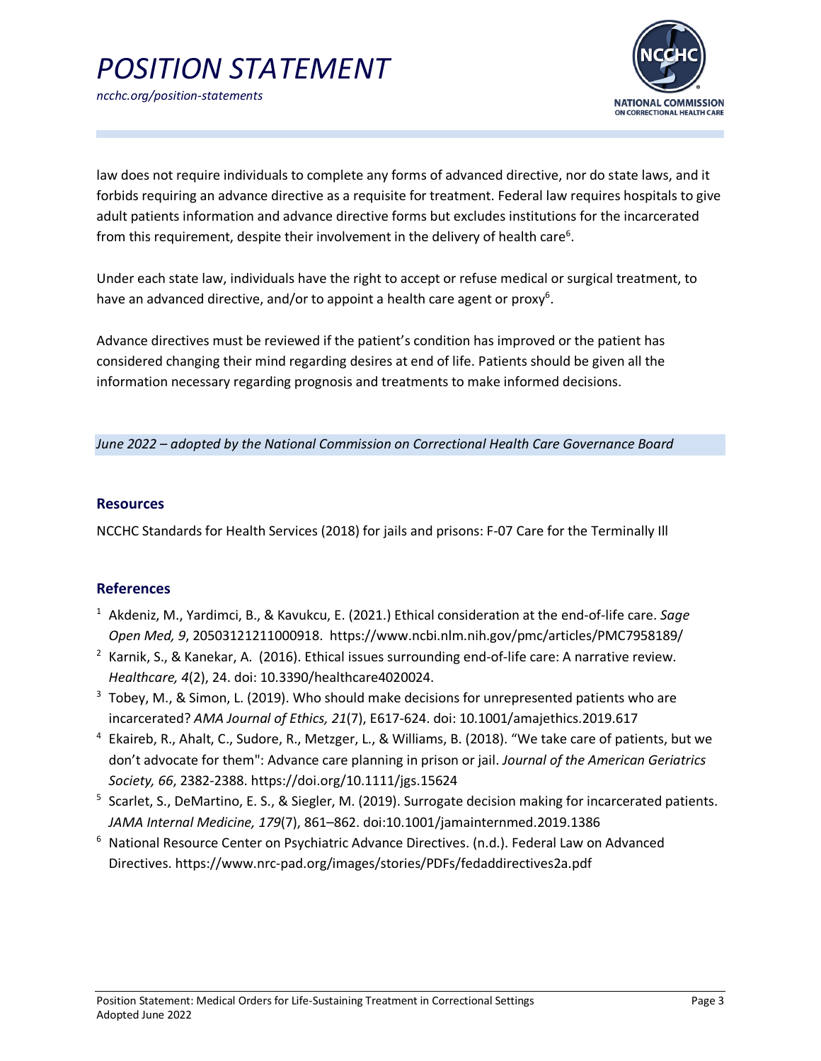law does not require individuals to complete any forms of advanced directive, nor do state laws, and it forbids requiring an advance directive as a requisite for treatment. Federal law requires hospitals to give adult patients information and advance directive forms but excludes institutions for the incarcerated from this requirement, despite their involvement in the delivery of health care[6].

Under each state law, individuals have the right to accept or refuse medical or surgical treatment, to have an advanced directive, and/or to appoint a health care agent or proxy[6].

Advance directives must be reviewed if the patient's condition has improved or the patient has considered changing their mind regarding desires at end of life. Patients should be given all the information necessary regarding prognosis and treatments to make informed decisions.

*June 2022 – adopted by the National Commission on Correctional Health Care Governance Board*

## Resources

NCCHC Standards for Health Services (2018) for jails and prisons: F-07 Care for the Terminally Ill

## References

1. Akdeniz, M., Yardimci, B., & Kavukcu, E. (2021.) Ethical consideration at the end-of-life care. *Sage Open Med, 9*, 20503121211000918. https://www.ncbi.nlm.nih.gov/pmc/articles/PMC7958189/
2. Karnik, S., & Kanekar, A. (2016). Ethical issues surrounding end-of-life care: A narrative review. *Healthcare, 4*(2), 24. doi: 10.3390/healthcare4020024.
3. Tobey, M., & Simon, L. (2019). Who should make decisions for unrepresented patients who are incarcerated? *AMA Journal of Ethics, 21*(7), E617-624. doi: 10.1001/amajethics.2019.617
4. Ekaireb, R., Ahalt, C., Sudore, R., Metzger, L., & Williams, B. (2018). "We take care of patients, but we don't advocate for them": Advance care planning in prison or jail. *Journal of the American Geriatrics Society, 66*, 2382-2388. https://doi.org/10.1111/jgs.15624
5. Scarlet, S., DeMartino, E. S., & Siegler, M. (2019). Surrogate decision making for incarcerated patients. *JAMA Internal Medicine, 179*(7), 861–862. doi:10.1001/jamainternmed.2019.1386
6. National Resource Center on Psychiatric Advance Directives. (n.d.). Federal Law on Advanced Directives. https://www.nrc-pad.org/images/stories/PDFs/fedaddirectives2a.pdf